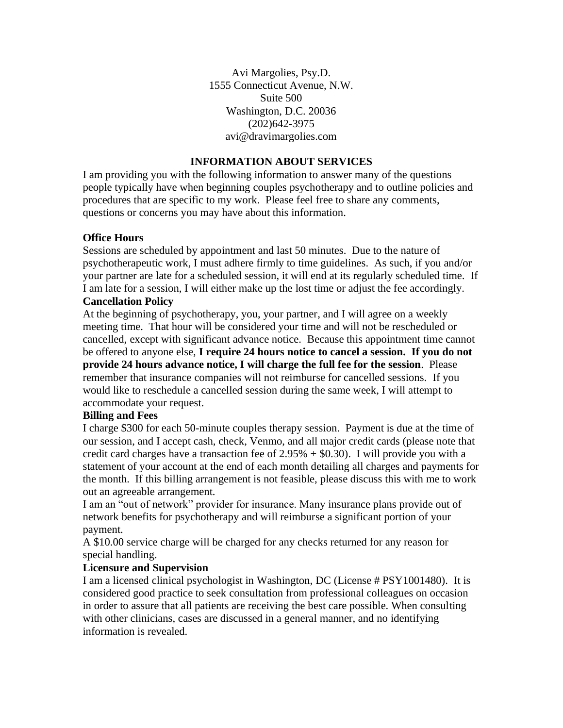Avi Margolies, Psy.D.
1555 Connecticut Avenue, N.W.
Suite 500
Washington, D.C. 20036
(202)642-3975
avi@dravimargolies.com

## INFORMATION ABOUT SERVICES

I am providing you with the following information to answer many of the questions people typically have when beginning couples psychotherapy and to outline policies and procedures that are specific to my work. Please feel free to share any comments, questions or concerns you may have about this information.

### Office Hours

Sessions are scheduled by appointment and last 50 minutes. Due to the nature of psychotherapeutic work, I must adhere firmly to time guidelines. As such, if you and/or your partner are late for a scheduled session, it will end at its regularly scheduled time. If I am late for a session, I will either make up the lost time or adjust the fee accordingly.

### Cancellation Policy

At the beginning of psychotherapy, you, your partner, and I will agree on a weekly meeting time. That hour will be considered your time and will not be rescheduled or cancelled, except with significant advance notice. Because this appointment time cannot be offered to anyone else, **I require 24 hours notice to cancel a session. If you do not provide 24 hours advance notice, I will charge the full fee for the session**. Please remember that insurance companies will not reimburse for cancelled sessions. If you would like to reschedule a cancelled session during the same week, I will attempt to accommodate your request.

### Billing and Fees

I charge $300 for each 50-minute couples therapy session. Payment is due at the time of our session, and I accept cash, check, Venmo, and all major credit cards (please note that credit card charges have a transaction fee of 2.95% + $0.30). I will provide you with a statement of your account at the end of each month detailing all charges and payments for the month. If this billing arrangement is not feasible, please discuss this with me to work out an agreeable arrangement.

I am an "out of network" provider for insurance. Many insurance plans provide out of network benefits for psychotherapy and will reimburse a significant portion of your payment.

A $10.00 service charge will be charged for any checks returned for any reason for special handling.

### Licensure and Supervision

I am a licensed clinical psychologist in Washington, DC (License # PSY1001480). It is considered good practice to seek consultation from professional colleagues on occasion in order to assure that all patients are receiving the best care possible. When consulting with other clinicians, cases are discussed in a general manner, and no identifying information is revealed.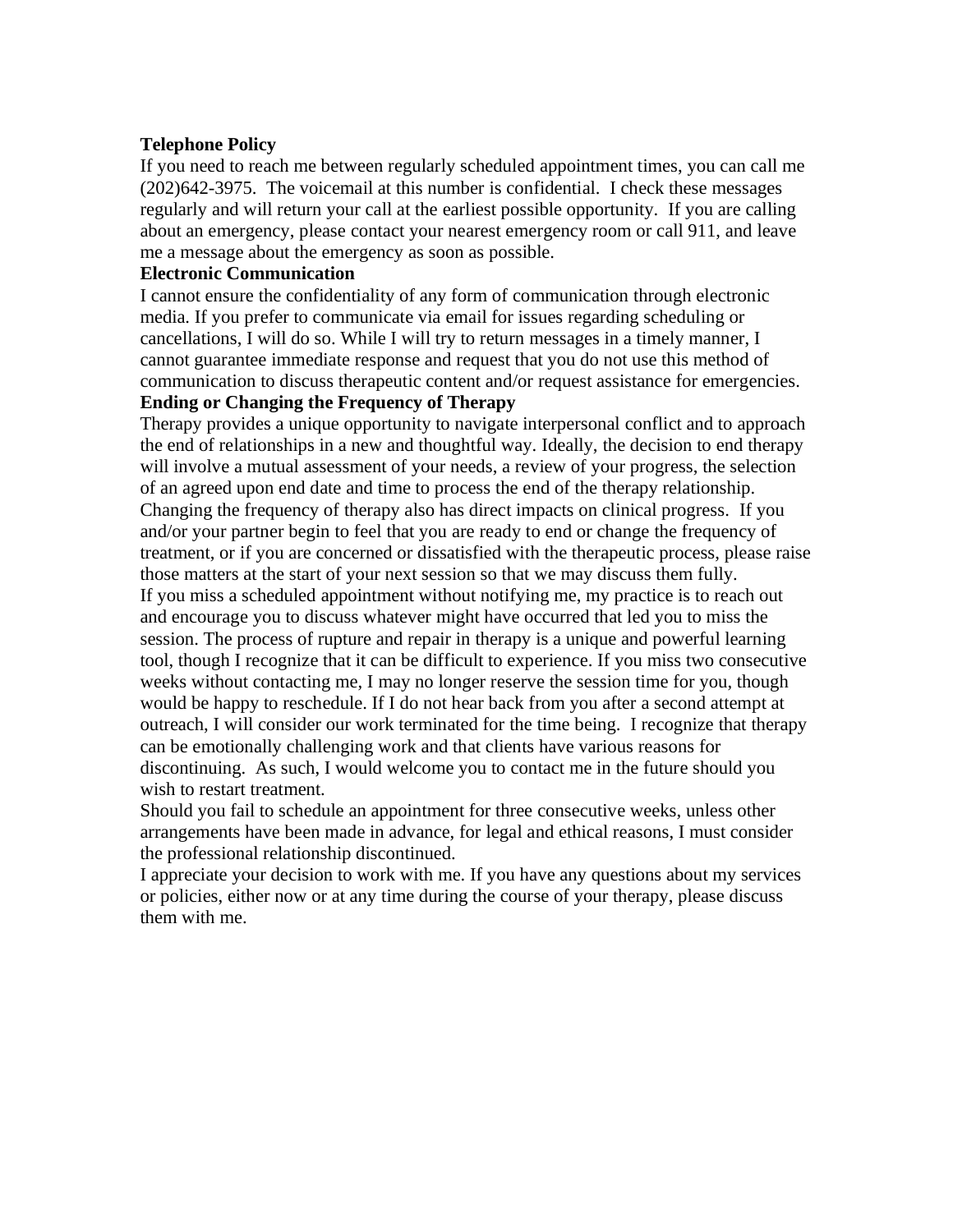**Telephone Policy**

If you need to reach me between regularly scheduled appointment times, you can call me (202)642-3975. The voicemail at this number is confidential. I check these messages regularly and will return your call at the earliest possible opportunity. If you are calling about an emergency, please contact your nearest emergency room or call 911, and leave me a message about the emergency as soon as possible.

**Electronic Communication**

I cannot ensure the confidentiality of any form of communication through electronic media. If you prefer to communicate via email for issues regarding scheduling or cancellations, I will do so. While I will try to return messages in a timely manner, I cannot guarantee immediate response and request that you do not use this method of communication to discuss therapeutic content and/or request assistance for emergencies.

**Ending or Changing the Frequency of Therapy**

Therapy provides a unique opportunity to navigate interpersonal conflict and to approach the end of relationships in a new and thoughtful way. Ideally, the decision to end therapy will involve a mutual assessment of your needs, a review of your progress, the selection of an agreed upon end date and time to process the end of the therapy relationship. Changing the frequency of therapy also has direct impacts on clinical progress. If you and/or your partner begin to feel that you are ready to end or change the frequency of treatment, or if you are concerned or dissatisfied with the therapeutic process, please raise those matters at the start of your next session so that we may discuss them fully.

If you miss a scheduled appointment without notifying me, my practice is to reach out and encourage you to discuss whatever might have occurred that led you to miss the session. The process of rupture and repair in therapy is a unique and powerful learning tool, though I recognize that it can be difficult to experience. If you miss two consecutive weeks without contacting me, I may no longer reserve the session time for you, though would be happy to reschedule. If I do not hear back from you after a second attempt at outreach, I will consider our work terminated for the time being. I recognize that therapy can be emotionally challenging work and that clients have various reasons for discontinuing. As such, I would welcome you to contact me in the future should you wish to restart treatment.

Should you fail to schedule an appointment for three consecutive weeks, unless other arrangements have been made in advance, for legal and ethical reasons, I must consider the professional relationship discontinued.

I appreciate your decision to work with me. If you have any questions about my services or policies, either now or at any time during the course of your therapy, please discuss them with me.